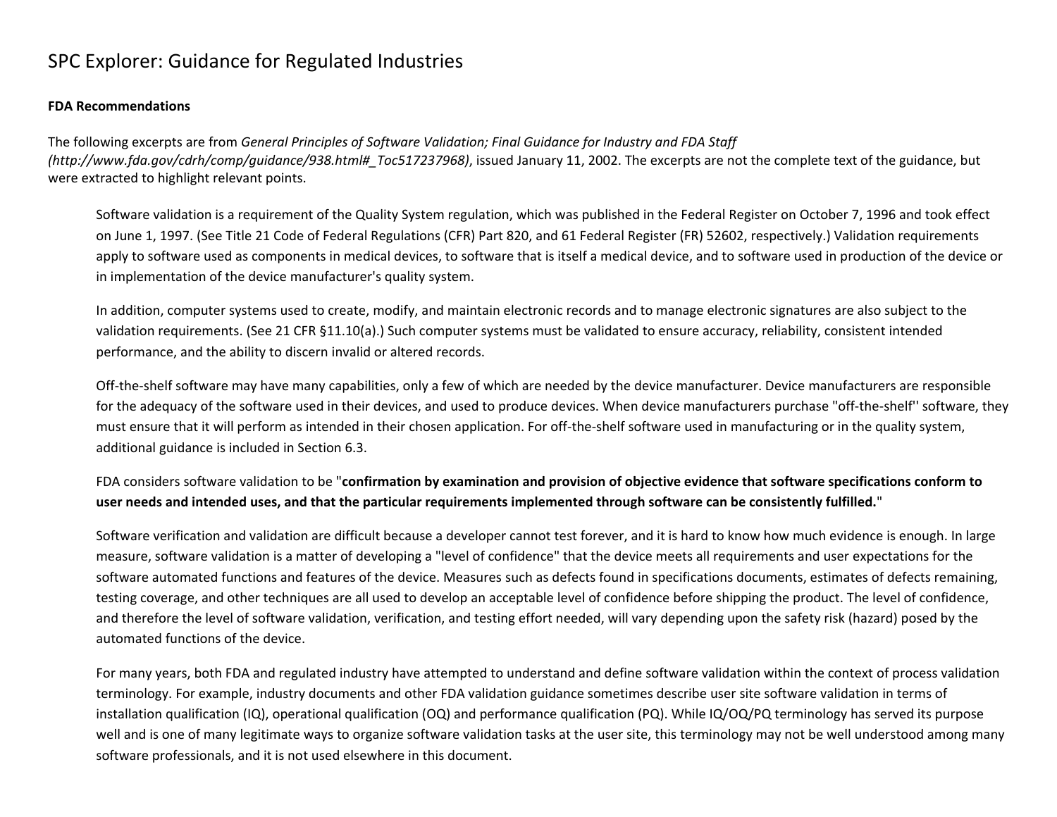# SPC Explorer: Guidance for Regulated Industries

**FDA Recommendations**

The following excerpts are from *General Principles of Software Validation; Final Guidance for Industry and FDA Staff (http://www.fda.gov/cdrh/comp/guidance/938.html#_Toc517237968)*, issued January 11, 2002. The excerpts are not the complete text of the guidance, but were extracted to highlight relevant points.

> Software validation is a requirement of the Quality System regulation, which was published in the Federal Register on October 7, 1996 and took effect on June 1, 1997. (See Title 21 Code of Federal Regulations (CFR) Part 820, and 61 Federal Register (FR) 52602, respectively.) Validation requirements apply to software used as components in medical devices, to software that is itself a medical device, and to software used in production of the device or in implementation of the device manufacturer's quality system.
>
> In addition, computer systems used to create, modify, and maintain electronic records and to manage electronic signatures are also subject to the validation requirements. (See 21 CFR §11.10(a).) Such computer systems must be validated to ensure accuracy, reliability, consistent intended performance, and the ability to discern invalid or altered records.
>
> Off-the-shelf software may have many capabilities, only a few of which are needed by the device manufacturer. Device manufacturers are responsible for the adequacy of the software used in their devices, and used to produce devices. When device manufacturers purchase "off-the-shelf'' software, they must ensure that it will perform as intended in their chosen application. For off-the-shelf software used in manufacturing or in the quality system, additional guidance is included in Section 6.3.
>
> FDA considers software validation to be "**confirmation by examination and provision of objective evidence that software specifications conform to user needs and intended uses, and that the particular requirements implemented through software can be consistently fulfilled.**"
>
> Software verification and validation are difficult because a developer cannot test forever, and it is hard to know how much evidence is enough. In large measure, software validation is a matter of developing a "level of confidence" that the device meets all requirements and user expectations for the software automated functions and features of the device. Measures such as defects found in specifications documents, estimates of defects remaining, testing coverage, and other techniques are all used to develop an acceptable level of confidence before shipping the product. The level of confidence, and therefore the level of software validation, verification, and testing effort needed, will vary depending upon the safety risk (hazard) posed by the automated functions of the device.
>
> For many years, both FDA and regulated industry have attempted to understand and define software validation within the context of process validation terminology. For example, industry documents and other FDA validation guidance sometimes describe user site software validation in terms of installation qualification (IQ), operational qualification (OQ) and performance qualification (PQ). While IQ/OQ/PQ terminology has served its purpose well and is one of many legitimate ways to organize software validation tasks at the user site, this terminology may not be well understood among many software professionals, and it is not used elsewhere in this document.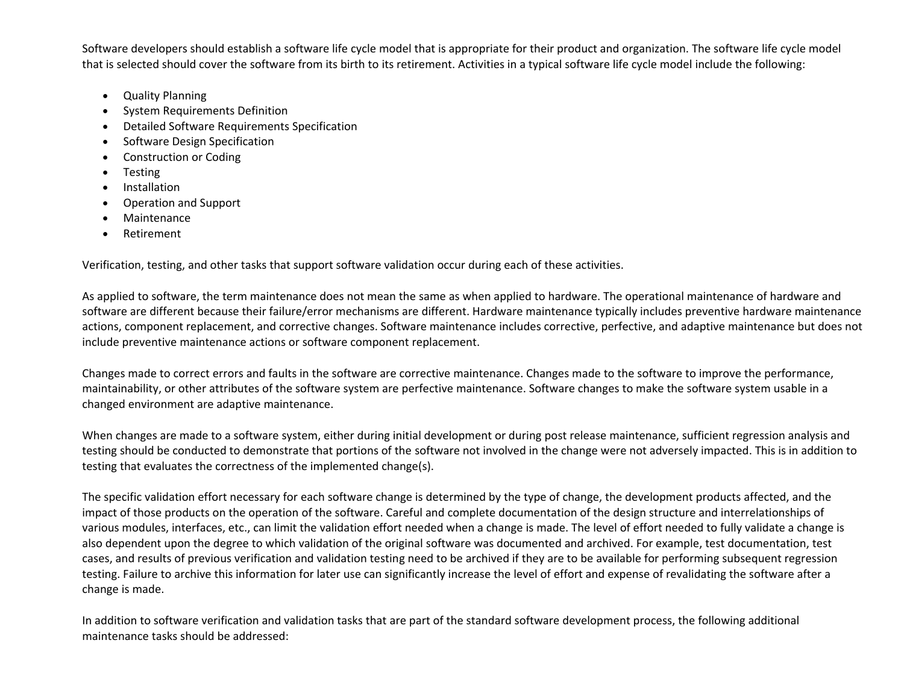Software developers should establish a software life cycle model that is appropriate for their product and organization. The software life cycle model that is selected should cover the software from its birth to its retirement. Activities in a typical software life cycle model include the following:

- Quality Planning
- System Requirements Definition
- Detailed Software Requirements Specification
- Software Design Specification
- Construction or Coding
- Testing
- Installation
- Operation and Support
- Maintenance
- Retirement

Verification, testing, and other tasks that support software validation occur during each of these activities.

As applied to software, the term maintenance does not mean the same as when applied to hardware. The operational maintenance of hardware and software are different because their failure/error mechanisms are different. Hardware maintenance typically includes preventive hardware maintenance actions, component replacement, and corrective changes. Software maintenance includes corrective, perfective, and adaptive maintenance but does not include preventive maintenance actions or software component replacement.

Changes made to correct errors and faults in the software are corrective maintenance. Changes made to the software to improve the performance, maintainability, or other attributes of the software system are perfective maintenance. Software changes to make the software system usable in a changed environment are adaptive maintenance.

When changes are made to a software system, either during initial development or during post release maintenance, sufficient regression analysis and testing should be conducted to demonstrate that portions of the software not involved in the change were not adversely impacted. This is in addition to testing that evaluates the correctness of the implemented change(s).

The specific validation effort necessary for each software change is determined by the type of change, the development products affected, and the impact of those products on the operation of the software. Careful and complete documentation of the design structure and interrelationships of various modules, interfaces, etc., can limit the validation effort needed when a change is made. The level of effort needed to fully validate a change is also dependent upon the degree to which validation of the original software was documented and archived. For example, test documentation, test cases, and results of previous verification and validation testing need to be archived if they are to be available for performing subsequent regression testing. Failure to archive this information for later use can significantly increase the level of effort and expense of revalidating the software after a change is made.

In addition to software verification and validation tasks that are part of the standard software development process, the following additional maintenance tasks should be addressed: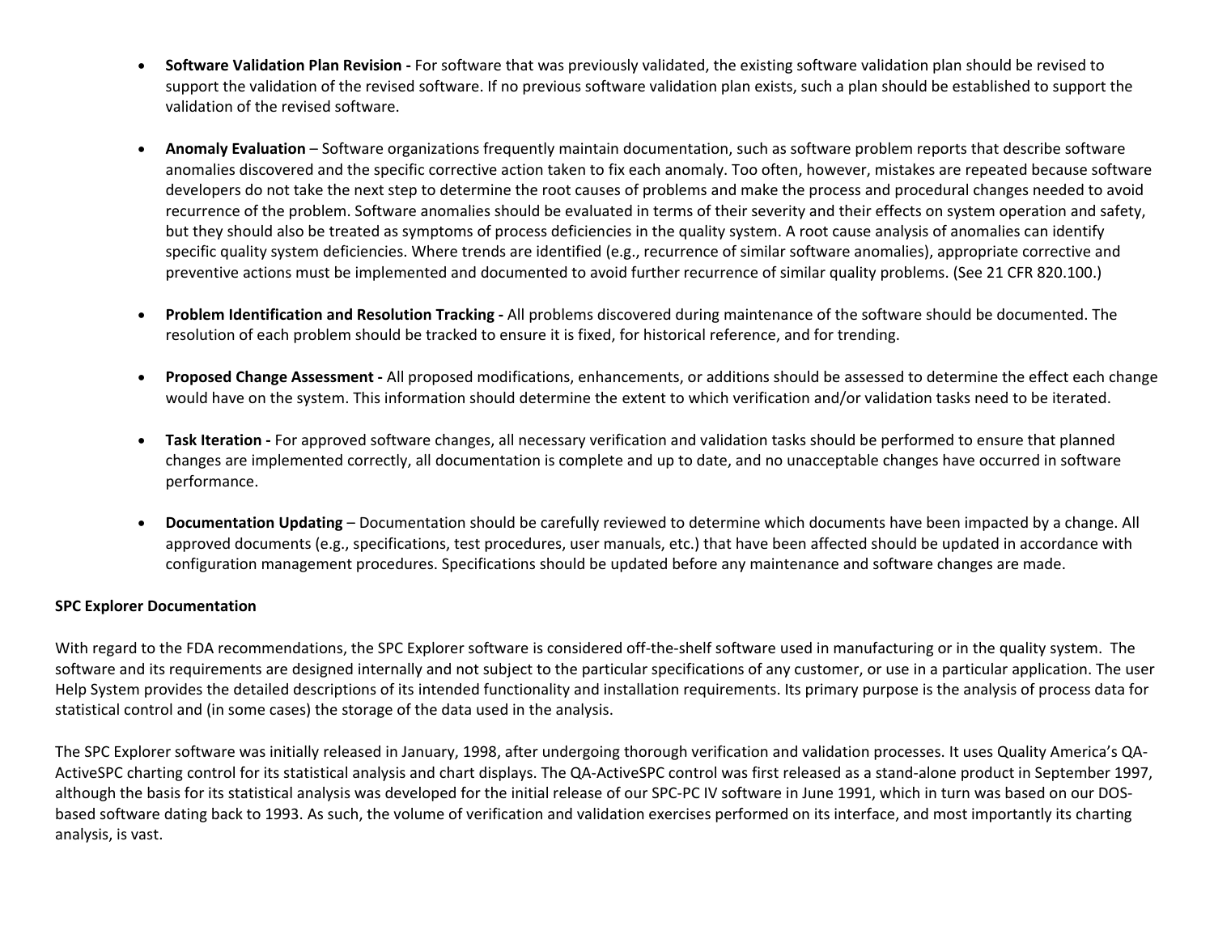- **Software Validation Plan Revision -** For software that was previously validated, the existing software validation plan should be revised to support the validation of the revised software. If no previous software validation plan exists, such a plan should be established to support the validation of the revised software.

- **Anomaly Evaluation** – Software organizations frequently maintain documentation, such as software problem reports that describe software anomalies discovered and the specific corrective action taken to fix each anomaly. Too often, however, mistakes are repeated because software developers do not take the next step to determine the root causes of problems and make the process and procedural changes needed to avoid recurrence of the problem. Software anomalies should be evaluated in terms of their severity and their effects on system operation and safety, but they should also be treated as symptoms of process deficiencies in the quality system. A root cause analysis of anomalies can identify specific quality system deficiencies. Where trends are identified (e.g., recurrence of similar software anomalies), appropriate corrective and preventive actions must be implemented and documented to avoid further recurrence of similar quality problems. (See 21 CFR 820.100.)

- **Problem Identification and Resolution Tracking -** All problems discovered during maintenance of the software should be documented. The resolution of each problem should be tracked to ensure it is fixed, for historical reference, and for trending.

- **Proposed Change Assessment -** All proposed modifications, enhancements, or additions should be assessed to determine the effect each change would have on the system. This information should determine the extent to which verification and/or validation tasks need to be iterated.

- **Task Iteration -** For approved software changes, all necessary verification and validation tasks should be performed to ensure that planned changes are implemented correctly, all documentation is complete and up to date, and no unacceptable changes have occurred in software performance.

- **Documentation Updating** – Documentation should be carefully reviewed to determine which documents have been impacted by a change. All approved documents (e.g., specifications, test procedures, user manuals, etc.) that have been affected should be updated in accordance with configuration management procedures. Specifications should be updated before any maintenance and software changes are made.

**SPC Explorer Documentation**

With regard to the FDA recommendations, the SPC Explorer software is considered off-the-shelf software used in manufacturing or in the quality system. The software and its requirements are designed internally and not subject to the particular specifications of any customer, or use in a particular application. The user Help System provides the detailed descriptions of its intended functionality and installation requirements. Its primary purpose is the analysis of process data for statistical control and (in some cases) the storage of the data used in the analysis.

The SPC Explorer software was initially released in January, 1998, after undergoing thorough verification and validation processes. It uses Quality America's QA-ActiveSPC charting control for its statistical analysis and chart displays. The QA-ActiveSPC control was first released as a stand-alone product in September 1997, although the basis for its statistical analysis was developed for the initial release of our SPC-PC IV software in June 1991, which in turn was based on our DOS-based software dating back to 1993. As such, the volume of verification and validation exercises performed on its interface, and most importantly its charting analysis, is vast.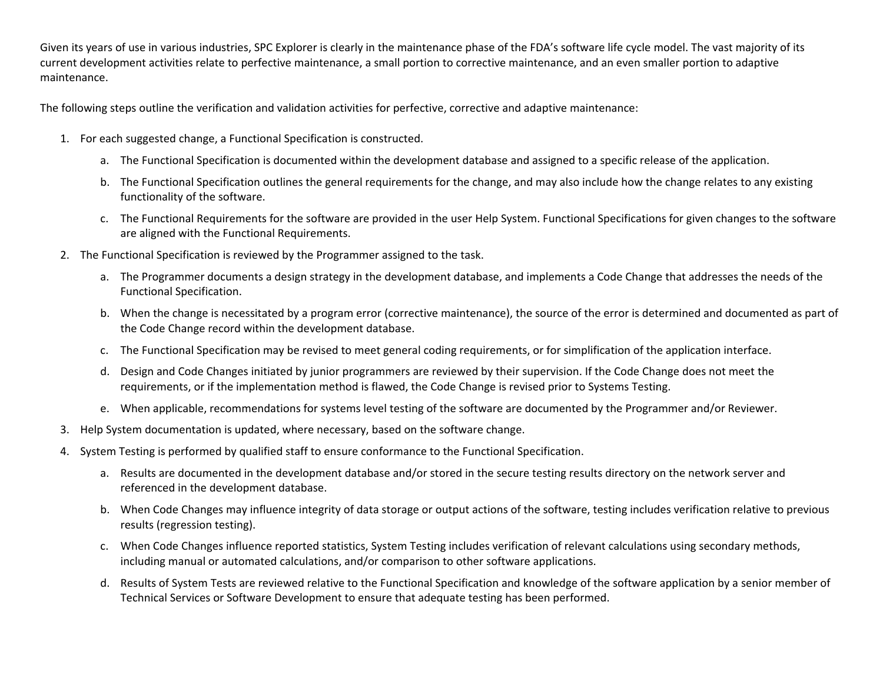Given its years of use in various industries, SPC Explorer is clearly in the maintenance phase of the FDA's software life cycle model. The vast majority of its current development activities relate to perfective maintenance, a small portion to corrective maintenance, and an even smaller portion to adaptive maintenance.

The following steps outline the verification and validation activities for perfective, corrective and adaptive maintenance:

1. For each suggested change, a Functional Specification is constructed.
    a. The Functional Specification is documented within the development database and assigned to a specific release of the application.
    b. The Functional Specification outlines the general requirements for the change, and may also include how the change relates to any existing functionality of the software.
    c. The Functional Requirements for the software are provided in the user Help System. Functional Specifications for given changes to the software are aligned with the Functional Requirements.
2. The Functional Specification is reviewed by the Programmer assigned to the task.
    a. The Programmer documents a design strategy in the development database, and implements a Code Change that addresses the needs of the Functional Specification.
    b. When the change is necessitated by a program error (corrective maintenance), the source of the error is determined and documented as part of the Code Change record within the development database.
    c. The Functional Specification may be revised to meet general coding requirements, or for simplification of the application interface.
    d. Design and Code Changes initiated by junior programmers are reviewed by their supervision. If the Code Change does not meet the requirements, or if the implementation method is flawed, the Code Change is revised prior to Systems Testing.
    e. When applicable, recommendations for systems level testing of the software are documented by the Programmer and/or Reviewer.
3. Help System documentation is updated, where necessary, based on the software change.
4. System Testing is performed by qualified staff to ensure conformance to the Functional Specification.
    a. Results are documented in the development database and/or stored in the secure testing results directory on the network server and referenced in the development database.
    b. When Code Changes may influence integrity of data storage or output actions of the software, testing includes verification relative to previous results (regression testing).
    c. When Code Changes influence reported statistics, System Testing includes verification of relevant calculations using secondary methods, including manual or automated calculations, and/or comparison to other software applications.
    d. Results of System Tests are reviewed relative to the Functional Specification and knowledge of the software application by a senior member of Technical Services or Software Development to ensure that adequate testing has been performed.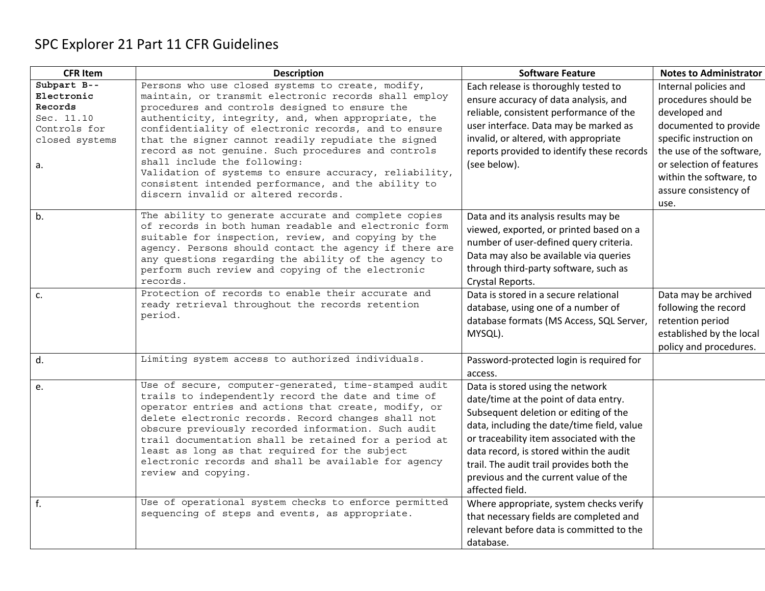# SPC Explorer 21 Part 11 CFR Guidelines

| CFR Item | Description | Software Feature | Notes to Administrator |
|---|---|---|---|
| **Subpart B--Electronic Records** Sec. 11.10 Controls for closed systems<br><br>a. | Persons who use closed systems to create, modify, maintain, or transmit electronic records shall employ procedures and controls designed to ensure the authenticity, integrity, and, when appropriate, the confidentiality of electronic records, and to ensure that the signer cannot readily repudiate the signed record as not genuine. Such procedures and controls shall include the following:<br>Validation of systems to ensure accuracy, reliability, consistent intended performance, and the ability to discern invalid or altered records. | Each release is thoroughly tested to ensure accuracy of data analysis, and reliable, consistent performance of the user interface. Data may be marked as invalid, or altered, with appropriate reports provided to identify these records (see below). | Internal policies and procedures should be developed and documented to provide specific instruction on the use of the software, or selection of features within the software, to assure consistency of use. |
| b. | The ability to generate accurate and complete copies of records in both human readable and electronic form suitable for inspection, review, and copying by the agency. Persons should contact the agency if there are any questions regarding the ability of the agency to perform such review and copying of the electronic records. | Data and its analysis results may be viewed, exported, or printed based on a number of user-defined query criteria. Data may also be available via queries through third-party software, such as Crystal Reports. | |
| c. | Protection of records to enable their accurate and ready retrieval throughout the records retention period. | Data is stored in a secure relational database, using one of a number of database formats (MS Access, SQL Server, MYSQL). | Data may be archived following the record retention period established by the local policy and procedures. |
| d. | Limiting system access to authorized individuals. | Password-protected login is required for access. | |
| e. | Use of secure, computer-generated, time-stamped audit trails to independently record the date and time of operator entries and actions that create, modify, or delete electronic records. Record changes shall not obscure previously recorded information. Such audit trail documentation shall be retained for a period at least as long as that required for the subject electronic records and shall be available for agency review and copying. | Data is stored using the network date/time at the point of data entry. Subsequent deletion or editing of the data, including the date/time field, value or traceability item associated with the data record, is stored within the audit trail. The audit trail provides both the previous and the current value of the affected field. | |
| f. | Use of operational system checks to enforce permitted sequencing of steps and events, as appropriate. | Where appropriate, system checks verify that necessary fields are completed and relevant before data is committed to the database. | |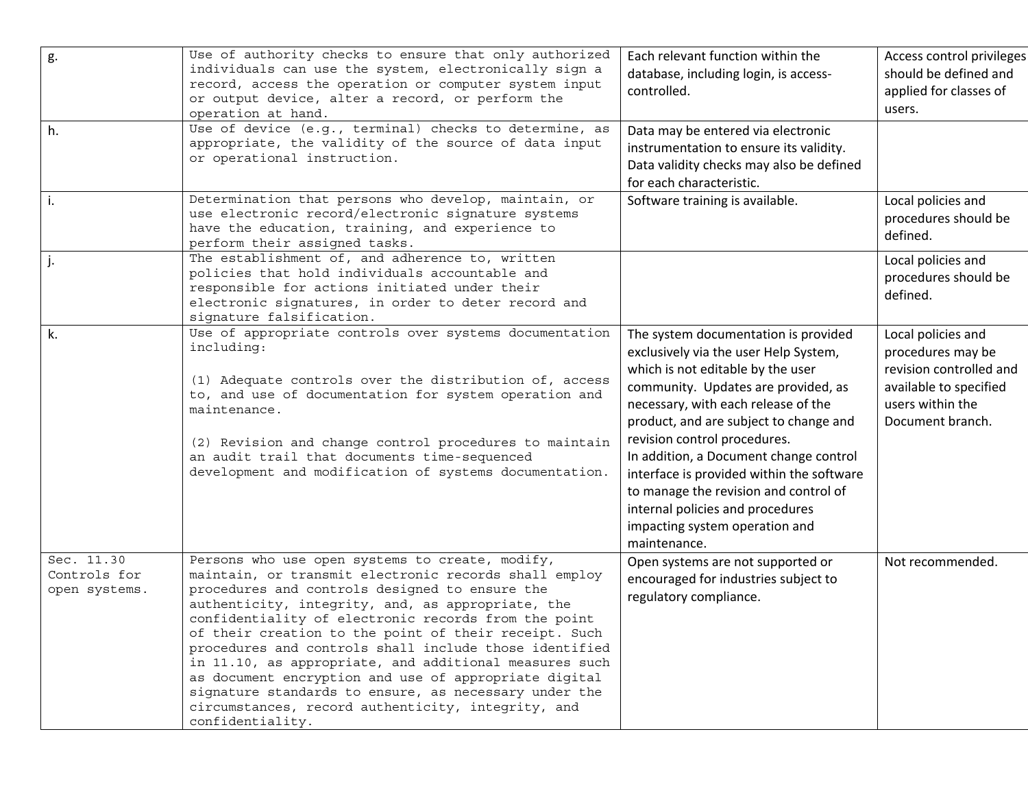| | | | |
|---|---|---|---|
| g. | Use of authority checks to ensure that only authorized individuals can use the system, electronically sign a record, access the operation or computer system input or output device, alter a record, or perform the operation at hand. | Each relevant function within the database, including login, is access-controlled. | Access control privileges should be defined and applied for classes of users. |
| h. | Use of device (e.g., terminal) checks to determine, as appropriate, the validity of the source of data input or operational instruction. | Data may be entered via electronic instrumentation to ensure its validity. Data validity checks may also be defined for each characteristic. | |
| i. | Determination that persons who develop, maintain, or use electronic record/electronic signature systems have the education, training, and experience to perform their assigned tasks. | Software training is available. | Local policies and procedures should be defined. |
| j. | The establishment of, and adherence to, written policies that hold individuals accountable and responsible for actions initiated under their electronic signatures, in order to deter record and signature falsification. | | Local policies and procedures should be defined. |
| k. | Use of appropriate controls over systems documentation including:<br><br>(1) Adequate controls over the distribution of, access to, and use of documentation for system operation and maintenance.<br><br>(2) Revision and change control procedures to maintain an audit trail that documents time-sequenced development and modification of systems documentation. | The system documentation is provided exclusively via the user Help System, which is not editable by the user community. Updates are provided, as necessary, with each release of the product, and are subject to change and revision control procedures.<br>In addition, a Document change control interface is provided within the software to manage the revision and control of internal policies and procedures impacting system operation and maintenance. | Local policies and procedures may be revision controlled and available to specified users within the Document branch. |
| Sec. 11.30 Controls for open systems. | Persons who use open systems to create, modify, maintain, or transmit electronic records shall employ procedures and controls designed to ensure the authenticity, integrity, and, as appropriate, the confidentiality of electronic records from the point of their creation to the point of their receipt. Such procedures and controls shall include those identified in 11.10, as appropriate, and additional measures such as document encryption and use of appropriate digital signature standards to ensure, as necessary under the circumstances, record authenticity, integrity, and confidentiality. | Open systems are not supported or encouraged for industries subject to regulatory compliance. | Not recommended. |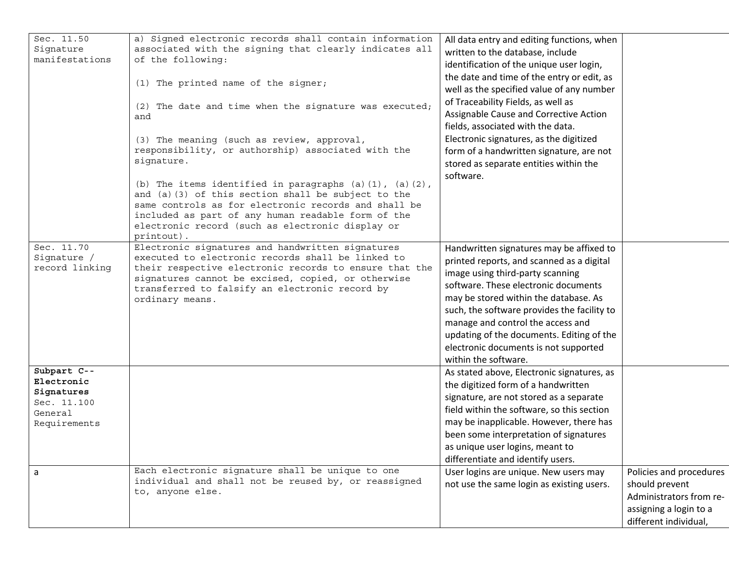| | | | |
|---|---|---|---|
| Sec. 11.50 Signature manifestations | a) Signed electronic records shall contain information associated with the signing that clearly indicates all of the following:<br><br>(1) The printed name of the signer;<br><br>(2) The date and time when the signature was executed; and<br><br>(3) The meaning (such as review, approval, responsibility, or authorship) associated with the signature.<br><br>(b) The items identified in paragraphs (a)(1), (a)(2), and (a)(3) of this section shall be subject to the same controls as for electronic records and shall be included as part of any human readable form of the electronic record (such as electronic display or printout). | All data entry and editing functions, when written to the database, include identification of the unique user login, the date and time of the entry or edit, as well as the specified value of any number of Traceability Fields, as well as Assignable Cause and Corrective Action fields, associated with the data. Electronic signatures, as the digitized form of a handwritten signature, are not stored as separate entities within the software. | |
| Sec. 11.70 Signature / record linking | Electronic signatures and handwritten signatures executed to electronic records shall be linked to their respective electronic records to ensure that the signatures cannot be excised, copied, or otherwise transferred to falsify an electronic record by ordinary means. | Handwritten signatures may be affixed to printed reports, and scanned as a digital image using third-party scanning software. These electronic documents may be stored within the database. As such, the software provides the facility to manage and control the access and updating of the documents. Editing of the electronic documents is not supported within the software. | |
| **Subpart C--Electronic Signatures**<br>Sec. 11.100 General Requirements | | As stated above, Electronic signatures, as the digitized form of a handwritten signature, are not stored as a separate field within the software, so this section may be inapplicable. However, there has been some interpretation of signatures as unique user logins, meant to differentiate and identify users. | |
| a | Each electronic signature shall be unique to one individual and shall not be reused by, or reassigned to, anyone else. | User logins are unique. New users may not use the same login as existing users. | Policies and procedures should prevent Administrators from re-assigning a login to a different individual, |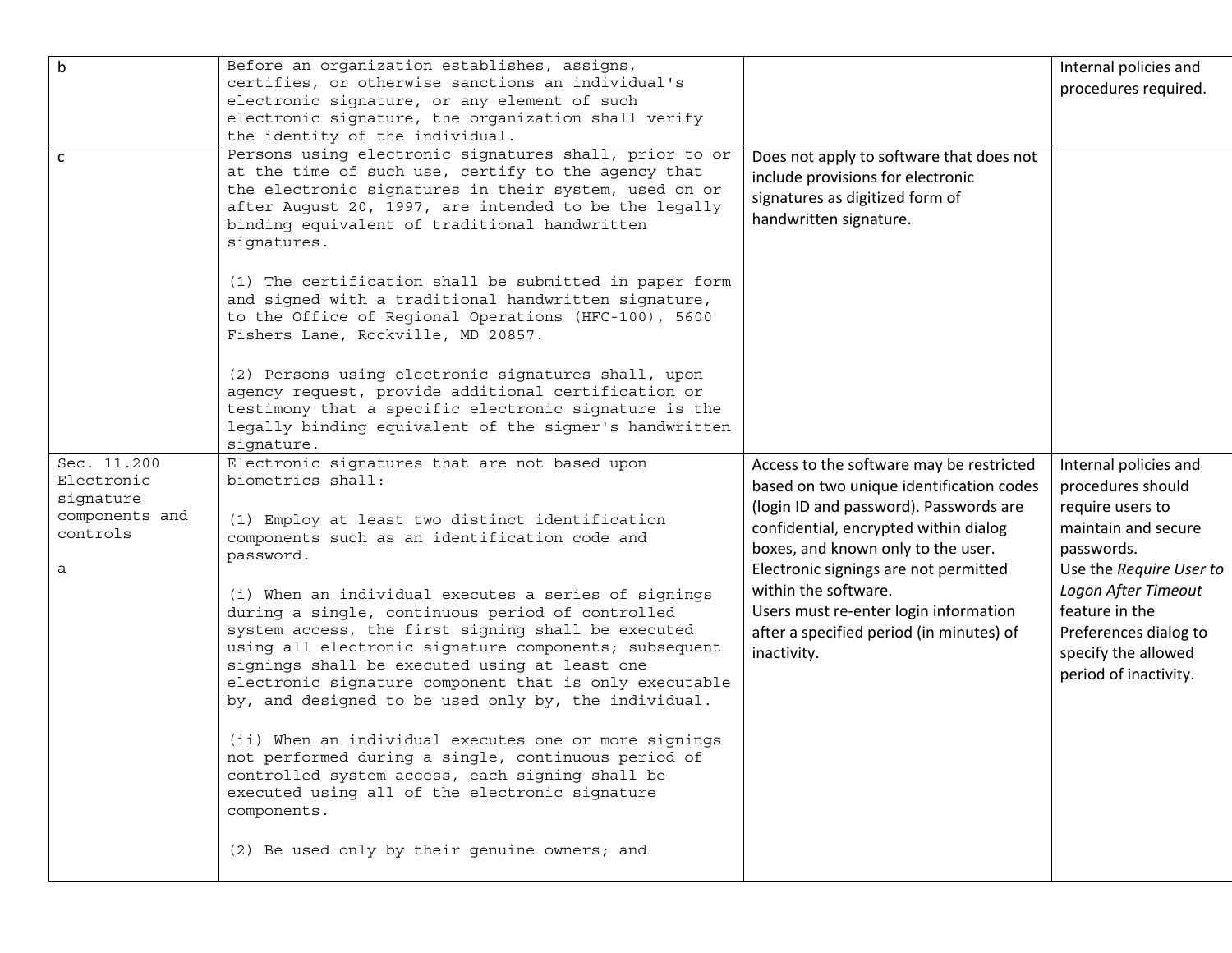| b | Before an organization establishes, assigns, certifies, or otherwise sanctions an individual's electronic signature, or any element of such electronic signature, the organization shall verify the identity of the individual. | | Internal policies and procedures required. |
|---|---|---|---|
| c | Persons using electronic signatures shall, prior to or at the time of such use, certify to the agency that the electronic signatures in their system, used on or after August 20, 1997, are intended to be the legally binding equivalent of traditional handwritten signatures.<br><br>(1) The certification shall be submitted in paper form and signed with a traditional handwritten signature, to the Office of Regional Operations (HFC-100), 5600 Fishers Lane, Rockville, MD 20857.<br><br>(2) Persons using electronic signatures shall, upon agency request, provide additional certification or testimony that a specific electronic signature is the legally binding equivalent of the signer's handwritten signature. | Does not apply to software that does not include provisions for electronic signatures as digitized form of handwritten signature. | |
| Sec. 11.200 Electronic signature components and controls<br><br>a | Electronic signatures that are not based upon biometrics shall:<br><br>(1) Employ at least two distinct identification components such as an identification code and password.<br><br>(i) When an individual executes a series of signings during a single, continuous period of controlled system access, the first signing shall be executed using all electronic signature components; subsequent signings shall be executed using at least one electronic signature component that is only executable by, and designed to be used only by, the individual.<br><br>(ii) When an individual executes one or more signings not performed during a single, continuous period of controlled system access, each signing shall be executed using all of the electronic signature components.<br><br>(2) Be used only by their genuine owners; and | Access to the software may be restricted based on two unique identification codes (login ID and password). Passwords are confidential, encrypted within dialog boxes, and known only to the user.<br>Electronic signings are not permitted within the software.<br>Users must re-enter login information after a specified period (in minutes) of inactivity. | Internal policies and procedures should require users to maintain and secure passwords.<br>Use the *Require User to Logon After Timeout* feature in the Preferences dialog to specify the allowed period of inactivity. |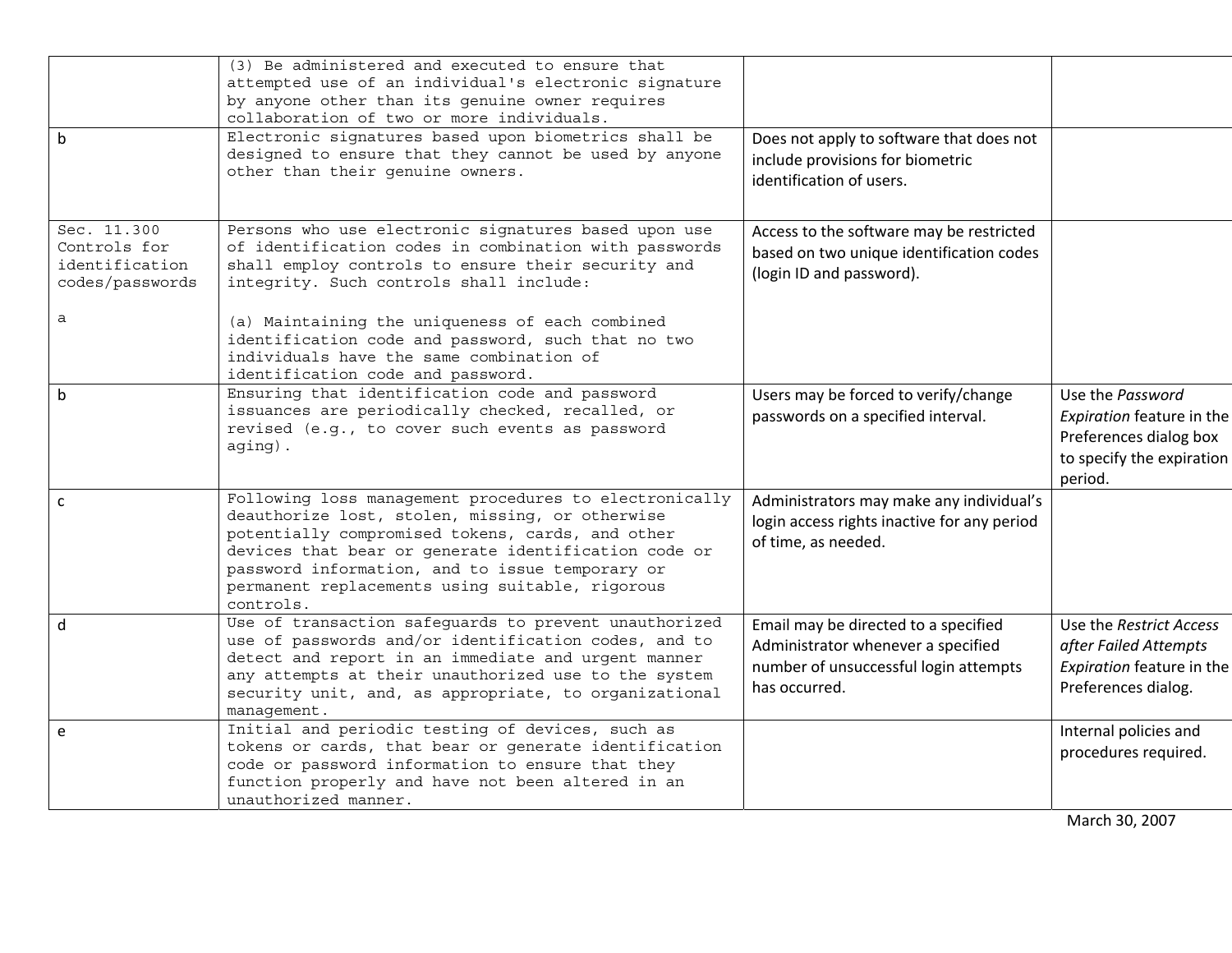| | | | |
|---|---|---|---|
| | (3) Be administered and executed to ensure that attempted use of an individual's electronic signature by anyone other than its genuine owner requires collaboration of two or more individuals. | | |
| b | Electronic signatures based upon biometrics shall be designed to ensure that they cannot be used by anyone other than their genuine owners. | Does not apply to software that does not include provisions for biometric identification of users. | |
| Sec. 11.300 Controls for identification codes/passwords<br><br>a | Persons who use electronic signatures based upon use of identification codes in combination with passwords shall employ controls to ensure their security and integrity. Such controls shall include:<br><br>(a) Maintaining the uniqueness of each combined identification code and password, such that no two individuals have the same combination of identification code and password. | Access to the software may be restricted based on two unique identification codes (login ID and password). | |
| b | Ensuring that identification code and password issuances are periodically checked, recalled, or revised (e.g., to cover such events as password aging). | Users may be forced to verify/change passwords on a specified interval. | Use the *Password Expiration* feature in the Preferences dialog box to specify the expiration period. |
| c | Following loss management procedures to electronically deauthorize lost, stolen, missing, or otherwise potentially compromised tokens, cards, and other devices that bear or generate identification code or password information, and to issue temporary or permanent replacements using suitable, rigorous controls. | Administrators may make any individual's login access rights inactive for any period of time, as needed. | |
| d | Use of transaction safeguards to prevent unauthorized use of passwords and/or identification codes, and to detect and report in an immediate and urgent manner any attempts at their unauthorized use to the system security unit, and, as appropriate, to organizational management. | Email may be directed to a specified Administrator whenever a specified number of unsuccessful login attempts has occurred. | Use the *Restrict Access after Failed Attempts Expiration* feature in the Preferences dialog. |
| e | Initial and periodic testing of devices, such as tokens or cards, that bear or generate identification code or password information to ensure that they function properly and have not been altered in an unauthorized manner. | | Internal policies and procedures required. |

March 30, 2007